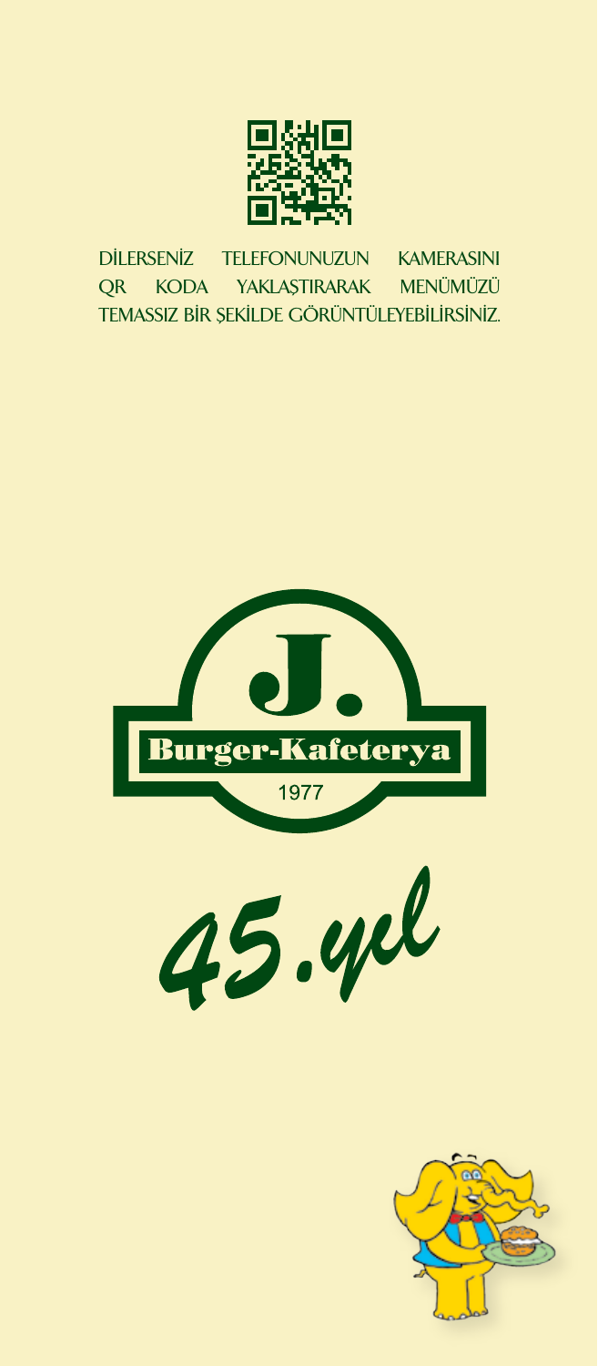DİLERSENİZ TELEFONUNUZUN KAMERASINI QR KODA YAKLAŞTIRARAK MENÜMÜZÜ TEMASSIZ BİR ŞEKİLDE GÖRÜNTÜLEYEBİLİRSİNİZ.

# J.

## Burger-Kafeterya

1977

*45.yıl*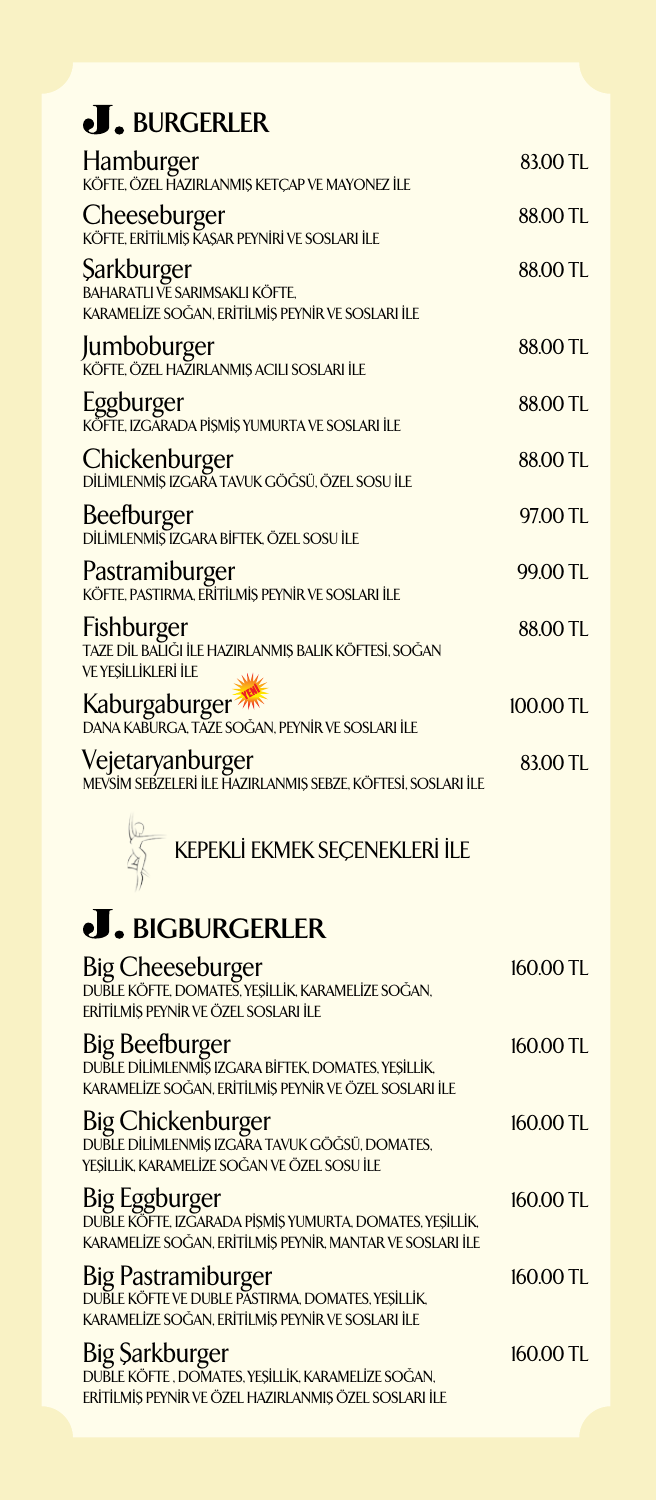# J. BURGERLER

| Ürün | Fiyat |
|---|---|
| **Hamburger**<br>KÖFTE, ÖZEL HAZIRLANMIŞ KETÇAP VE MAYONEZ İLE | 83.00 TL |
| **Cheeseburger**<br>KÖFTE, ERİTİLMİŞ KAŞAR PEYNİRİ VE SOSLARI İLE | 88.00 TL |
| **Şarkburger**<br>BAHARATLI VE SARIMSAKLI KÖFTE, KARAMELİZE SOĞAN, ERİTİLMİŞ PEYNİR VE SOSLARI İLE | 88.00 TL |
| **Jumboburger**<br>KÖFTE, ÖZEL HAZIRLANMIŞ ACILI SOSLARI İLE | 88.00 TL |
| **Eggburger**<br>KÖFTE, IZGARADA PİŞMİŞ YUMURTA VE SOSLARI İLE | 88.00 TL |
| **Chickenburger**<br>DİLİMLENMİŞ IZGARA TAVUK GÖĞSÜ, ÖZEL SOSU İLE | 88.00 TL |
| **Beefburger**<br>DİLİMLENMİŞ IZGARA BİFTEK, ÖZEL SOSU İLE | 97.00 TL |
| **Pastramiburger**<br>KÖFTE, PASTIRMA, ERİTİLMİŞ PEYNİR VE SOSLARI İLE | 99.00 TL |
| **Fishburger**<br>TAZE DİL BALIĞI İLE HAZIRLANMIŞ BALIK KÖFTESİ, SOĞAN VE YEŞİLLİKLERİ İLE | 88.00 TL |
| **Kaburgaburger** YENİ<br>DANA KABURGA, TAZE SOĞAN, PEYNİR VE SOSLARI İLE | 100.00 TL |
| **Vejetaryanburger**<br>MEVSİM SEBZELERİ İLE HAZIRLANMIŞ SEBZE, KÖFTESİ, SOSLARI İLE | 83.00 TL |

KEPEKLİ EKMEK SEÇENEKLERİ İLE

# J. BIGBURGERLER

| Ürün | Fiyat |
|---|---|
| **Big Cheeseburger**<br>DUBLE KÖFTE, DOMATES, YEŞİLLİK, KARAMELİZE SOĞAN, ERİTİLMİŞ PEYNİR VE ÖZEL SOSLARI İLE | 160.00 TL |
| **Big Beefburger**<br>DUBLE DİLİMLENMİŞ IZGARA BİFTEK, DOMATES, YEŞİLLİK, KARAMELİZE SOĞAN, ERİTİLMİŞ PEYNİR VE ÖZEL SOSLARI İLE | 160.00 TL |
| **Big Chickenburger**<br>DUBLE DİLİMLENMİŞ IZGARA TAVUK GÖĞSÜ, DOMATES, YEŞİLLİK, KARAMELİZE SOĞAN VE ÖZEL SOSU İLE | 160.00 TL |
| **Big Eggburger**<br>DUBLE KÖFTE, IZGARADA PİŞMİŞ YUMURTA, DOMATES, YEŞİLLİK, KARAMELİZE SOĞAN, ERİTİLMİŞ PEYNİR, MANTAR VE SOSLARI İLE | 160.00 TL |
| **Big Pastramiburger**<br>DUBLE KÖFTE VE DUBLE PASTIRMA, DOMATES, YEŞİLLİK, KARAMELİZE SOĞAN, ERİTİLMİŞ PEYNİR VE SOSLARI İLE | 160.00 TL |
| **Big Şarkburger**<br>DUBLE KÖFTE , DOMATES, YEŞİLLİK, KARAMELİZE SOĞAN, ERİTİLMİŞ PEYNİR VE ÖZEL HAZIRLANMIŞ ÖZEL SOSLARI İLE | 160.00 TL |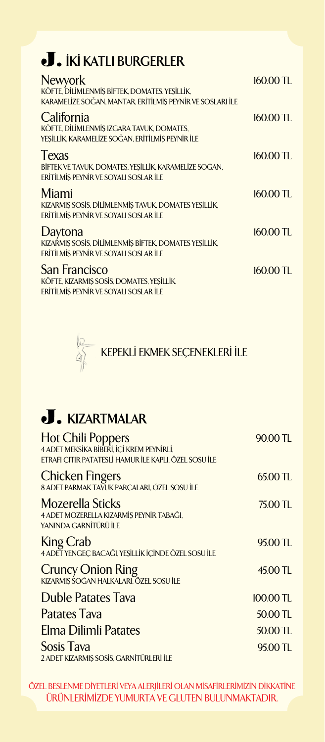## J. İKİ KATLI BURGERLER

**Newyork** — 160.00 TL
KÖFTE, DİLİMLENMİŞ BİFTEK, DOMATES, YEŞİLLİK, KARAMELİZE SOĞAN, MANTAR, ERİTİLMİŞ PEYNİR VE SOSLARI İLE

**California** — 160.00 TL
KÖFTE, DİLİMLENMİŞ IZGARA TAVUK, DOMATES, YEŞİLLİK, KARAMELİZE SOĞAN, ERİTİLMİŞ PEYNİR İLE

**Texas** — 160.00 TL
BİFTEK VE TAVUK, DOMATES, YEŞİLLİK, KARAMELİZE SOĞAN, ERİTİLMİŞ PEYNİR VE SOYALI SOSLAR İLE

**Miami** — 160.00 TL
KIZARMIŞ SOSİS, DİLİMLENMİŞ TAVUK, DOMATES YEŞİLLİK, ERİTİLMİŞ PEYNİR VE SOYALI SOSLAR İLE

**Daytona** — 160.00 TL
KIZARMIŞ SOSİS, DİLİMLENMİŞ BİFTEK, DOMATES YEŞİLLİK, ERİTİLMİŞ PEYNİR VE SOYALI SOSLAR İLE

**San Francisco** — 160.00 TL
KÖFTE, KIZARMIŞ SOSİS, DOMATES, YEŞİLLİK, ERİTİLMİŞ PEYNİR VE SOYALI SOSLAR İLE

KEPEKLİ EKMEK SEÇENEKLERİ İLE

## J. KIZARTMALAR

**Hot Chili Poppers** — 90.00 TL
4 ADET MEKSİKA BİBERİ, İÇİ KREM PEYNİRLİ, ETRAFI ÇITIR PATATESLİ HAMUR İLE KAPLI, ÖZEL SOSU İLE

**Chicken Fingers** — 65.00 TL
8 ADET PARMAK TAVUK PARÇALARI, ÖZEL SOSU İLE

**Mozerella Sticks** — 75.00 TL
4 ADET MOZERELLA KIZARMİŞ PEYNİR TABAĞI, YANINDA GARNİTÜRÜ İLE

**King Crab** — 95.00 TL
4 ADET YENGEÇ BACAĞI, YEŞİLLİK İÇİNDE ÖZEL SOSU İLE

**Cruncy Onion Ring** — 45.00 TL
KIZARMIŞ SOĞAN HALKALARI, ÖZEL SOSU İLE

**Duble Patates Tava** — 100.00 TL

**Patates Tava** — 50.00 TL

**Elma Dilimli Patates** — 50.00 TL

**Sosis Tava** — 95.00 TL
2 ADET KIZARMIŞ SOSİS, GARNİTÜRLERİ İLE

ÖZEL BESLENME DİYETLERİ VEYA ALERJİLERİ OLAN MİSAFİRLERİMİZİN DİKKATİNE ÜRÜNLERİMİZDE YUMURTA VE GLUTEN BULUNMAKTADIR.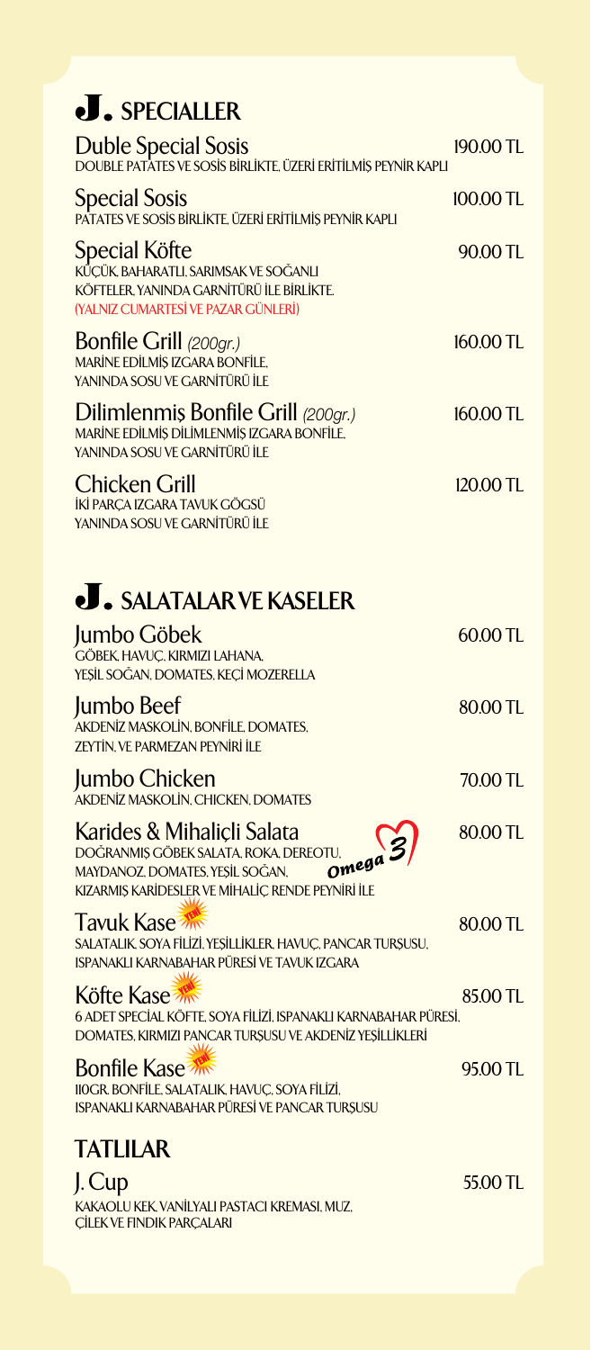# J. SPECIALLER

**Duble Special Sosis** — 190.00 TL
DOUBLE PATATES VE SOSİS BİRLİKTE, ÜZERİ ERİTİLMİŞ PEYNİR KAPLI

**Special Sosis** — 100.00 TL
PATATES VE SOSİS BİRLİKTE, ÜZERİ ERİTİLMİŞ PEYNİR KAPLI

**Special Köfte** — 90.00 TL
KÜÇÜK, BAHARATLI, SARIMSAK VE SOĞANLI KÖFTELER, YANINDA GARNİTÜRÜ İLE BİRLİKTE.
(YALNIZ CUMARTESİ VE PAZAR GÜNLERİ)

**Bonfile Grill** *(200gr.)* — 160.00 TL
MARİNE EDİLMİŞ IZGARA BONFİLE, YANINDA SOSU VE GARNİTÜRÜ İLE

**Dilimlenmiş Bonfile Grill** *(200gr.)* — 160.00 TL
MARİNE EDİLMİŞ DİLİMLENMİŞ IZGARA BONFİLE, YANINDA SOSU VE GARNİTÜRÜ İLE

**Chicken Grill** — 120.00 TL
İKİ PARÇA IZGARA TAVUK GÖĞSÜ YANINDA SOSU VE GARNİTÜRÜ İLE

# J. SALATALAR VE KASELER

**Jumbo Göbek** — 60.00 TL
GÖBEK, HAVUÇ, KIRMIZI LAHANA, YEŞİL SOĞAN, DOMATES, KEÇİ MOZERELLA

**Jumbo Beef** — 80.00 TL
AKDENİZ MASKOLİN, BONFİLE, DOMATES, ZEYTİN, VE PARMEZAN PEYNİRİ İLE

**Jumbo Chicken** — 70.00 TL
AKDENİZ MASKOLİN, CHICKEN, DOMATES

**Karides & Mihaliçli Salata** (Omega 3) — 80.00 TL
DOĞRANMIŞ GÖBEK SALATA, ROKA, DEREOTU, MAYDANOZ, DOMATES, YEŞİL SOĞAN, KIZARMIŞ KARİDESLER VE MİHALİÇ RENDE PEYNİRİ İLE

**Tavuk Kase** (YENİ) — 80.00 TL
SALATALIK, SOYA FİLİZİ, YEŞİLLİKLER, HAVUÇ, PANCAR TURŞUSU, ISPANAKLI KARNABAHAR PÜRESİ VE TAVUK IZGARA

**Köfte Kase** (YENİ) — 85.00 TL
6 ADET SPECİAL KÖFTE, SOYA FİLİZİ, ISPANAKLI KARNABAHAR PÜRESİ, DOMATES, KIRMIZI PANCAR TURŞUSU VE AKDENİZ YEŞİLLİKLERİ

**Bonfile Kase** (YENİ) — 95.00 TL
110GR. BONFİLE, SALATALIK, HAVUÇ, SOYA FİLİZİ, ISPANAKLI KARNABAHAR PÜRESİ VE PANCAR TURŞUSU

## TATLILAR

**J. Cup** — 55.00 TL
KAKAOLU KEK, VANİLYALI PASTACI KREMASI, MUZ, ÇİLEK VE FINDIK PARÇALARI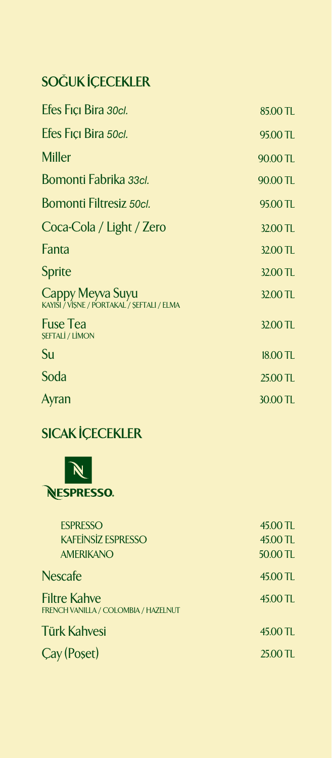## SOĞUK İÇECEKLER

| | |
|---|---|
| Efes Fıçı Bira *30cl.* | 85.00 TL |
| Efes Fıçı Bira *50cl.* | 95.00 TL |
| Miller | 90.00 TL |
| Bomonti Fabrika *33cl.* | 90.00 TL |
| Bomonti Filtresiz *50cl.* | 95.00 TL |
| Coca-Cola / Light / Zero | 32.00 TL |
| Fanta | 32.00 TL |
| Sprite | 32.00 TL |
| Cappy Meyva Suyu<br>KAYISI / VİŞNE / PORTAKAL / ŞEFTALI / ELMA | 32.00 TL |
| Fuse Tea<br>ŞEFTALİ / LİMON | 32.00 TL |
| Su | 18.00 TL |
| Soda | 25.00 TL |
| Ayran | 30.00 TL |

## SICAK İÇECEKLER

NESPRESSO.

| | |
|---|---|
| ESPRESSO | 45.00 TL |
| KAFEİNSİZ ESPRESSO | 45.00 TL |
| AMERIKANO | 50.00 TL |
| Nescafe | 45.00 TL |
| Filtre Kahve<br>FRENCH VANILLA / COLOMBIA / HAZELNUT | 45.00 TL |
| Türk Kahvesi | 45.00 TL |
| Çay (Poşet) | 25.00 TL |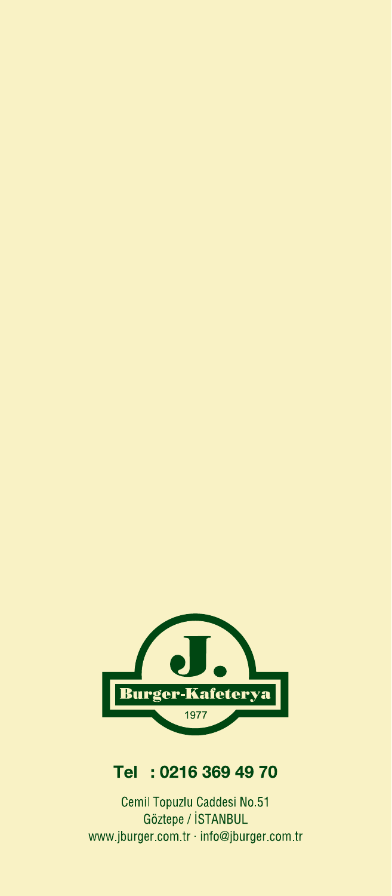J.

Burger-Kafeterya

1977

**Tel : 0216 369 49 70**

Cemil Topuzlu Caddesi No.51
Göztepe / İSTANBUL
www.jburger.com.tr · info@jburger.com.tr